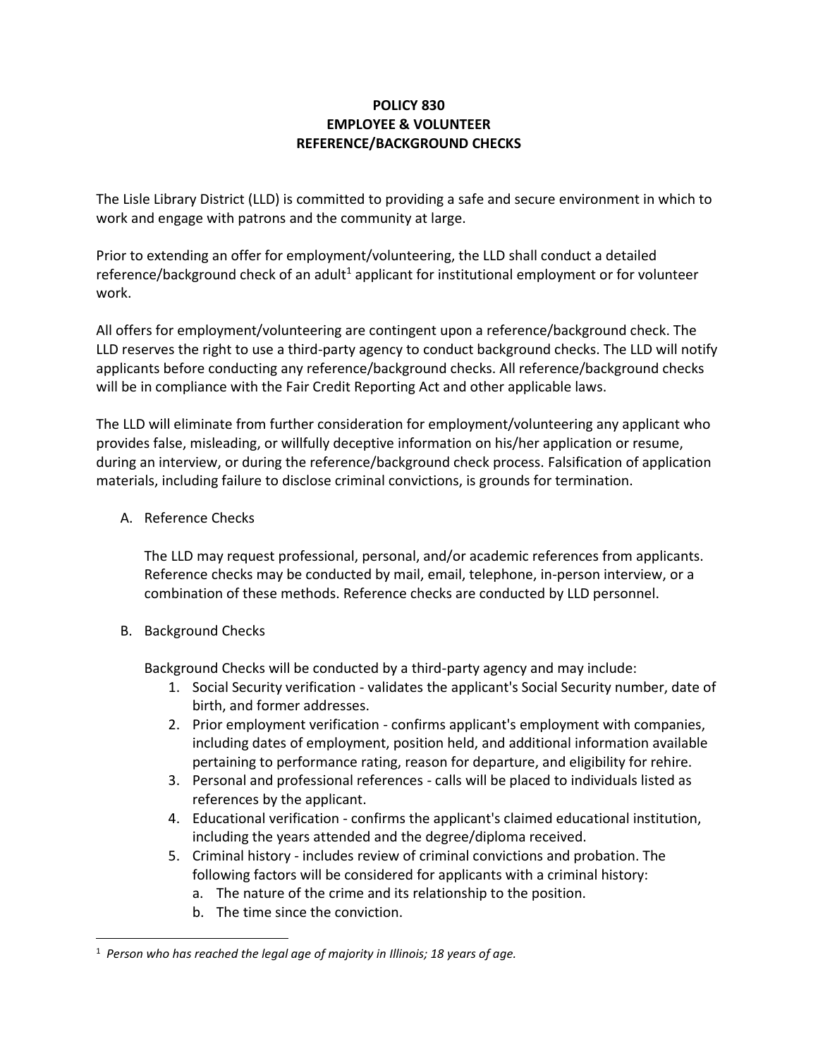# POLICY 830
## EMPLOYEE & VOLUNTEER
## REFERENCE/BACKGROUND CHECKS

The Lisle Library District (LLD) is committed to providing a safe and secure environment in which to work and engage with patrons and the community at large.

Prior to extending an offer for employment/volunteering, the LLD shall conduct a detailed reference/background check of an adult[1] applicant for institutional employment or for volunteer work.

All offers for employment/volunteering are contingent upon a reference/background check. The LLD reserves the right to use a third-party agency to conduct background checks. The LLD will notify applicants before conducting any reference/background checks. All reference/background checks will be in compliance with the Fair Credit Reporting Act and other applicable laws.

The LLD will eliminate from further consideration for employment/volunteering any applicant who provides false, misleading, or willfully deceptive information on his/her application or resume, during an interview, or during the reference/background check process. Falsification of application materials, including failure to disclose criminal convictions, is grounds for termination.

A. Reference Checks

   The LLD may request professional, personal, and/or academic references from applicants. Reference checks may be conducted by mail, email, telephone, in-person interview, or a combination of these methods. Reference checks are conducted by LLD personnel.

B. Background Checks

   Background Checks will be conducted by a third-party agency and may include:

   1. Social Security verification - validates the applicant's Social Security number, date of birth, and former addresses.
   2. Prior employment verification - confirms applicant's employment with companies, including dates of employment, position held, and additional information available pertaining to performance rating, reason for departure, and eligibility for rehire.
   3. Personal and professional references - calls will be placed to individuals listed as references by the applicant.
   4. Educational verification - confirms the applicant's claimed educational institution, including the years attended and the degree/diploma received.
   5. Criminal history - includes review of criminal convictions and probation. The following factors will be considered for applicants with a criminal history:
      a. The nature of the crime and its relationship to the position.
      b. The time since the conviction.

[1] *Person who has reached the legal age of majority in Illinois; 18 years of age.*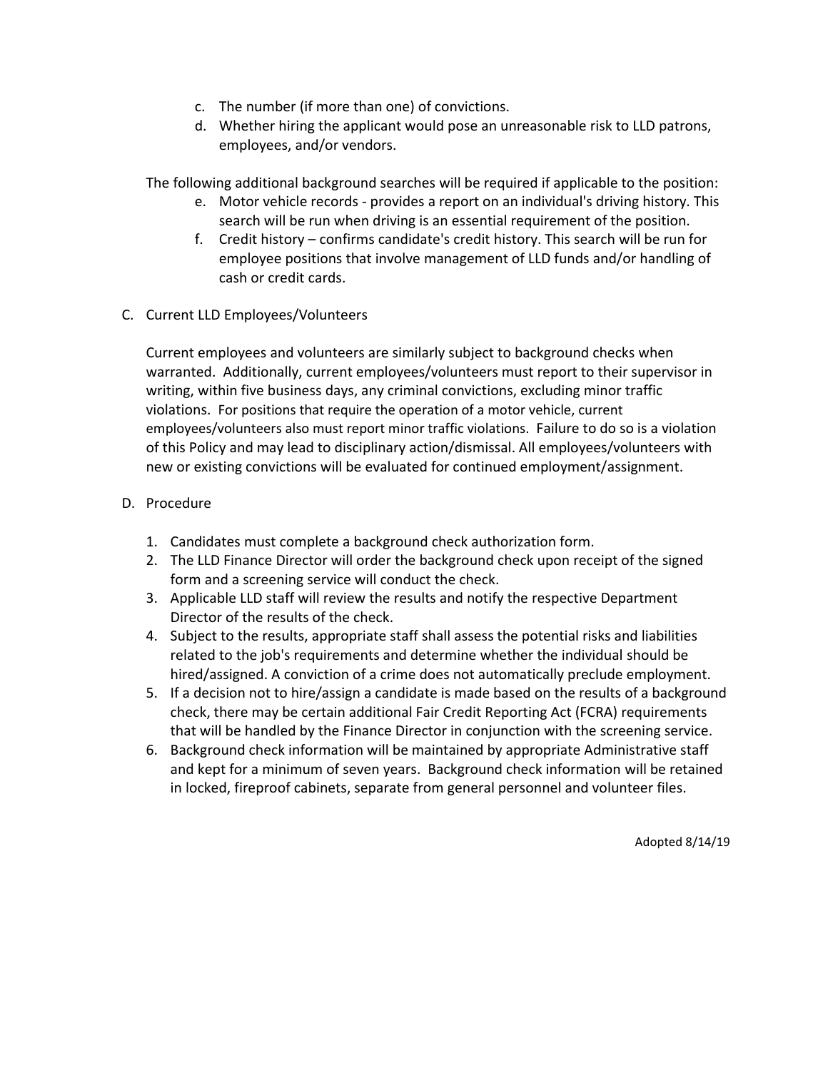c. The number (if more than one) of convictions.
d. Whether hiring the applicant would pose an unreasonable risk to LLD patrons, employees, and/or vendors.

The following additional background searches will be required if applicable to the position:

e. Motor vehicle records - provides a report on an individual's driving history. This search will be run when driving is an essential requirement of the position.
f. Credit history – confirms candidate's credit history. This search will be run for employee positions that involve management of LLD funds and/or handling of cash or credit cards.

C. Current LLD Employees/Volunteers

Current employees and volunteers are similarly subject to background checks when warranted. Additionally, current employees/volunteers must report to their supervisor in writing, within five business days, any criminal convictions, excluding minor traffic violations. For positions that require the operation of a motor vehicle, current employees/volunteers also must report minor traffic violations. Failure to do so is a violation of this Policy and may lead to disciplinary action/dismissal. All employees/volunteers with new or existing convictions will be evaluated for continued employment/assignment.

D. Procedure

1. Candidates must complete a background check authorization form.
2. The LLD Finance Director will order the background check upon receipt of the signed form and a screening service will conduct the check.
3. Applicable LLD staff will review the results and notify the respective Department Director of the results of the check.
4. Subject to the results, appropriate staff shall assess the potential risks and liabilities related to the job's requirements and determine whether the individual should be hired/assigned. A conviction of a crime does not automatically preclude employment.
5. If a decision not to hire/assign a candidate is made based on the results of a background check, there may be certain additional Fair Credit Reporting Act (FCRA) requirements that will be handled by the Finance Director in conjunction with the screening service.
6. Background check information will be maintained by appropriate Administrative staff and kept for a minimum of seven years. Background check information will be retained in locked, fireproof cabinets, separate from general personnel and volunteer files.

Adopted 8/14/19